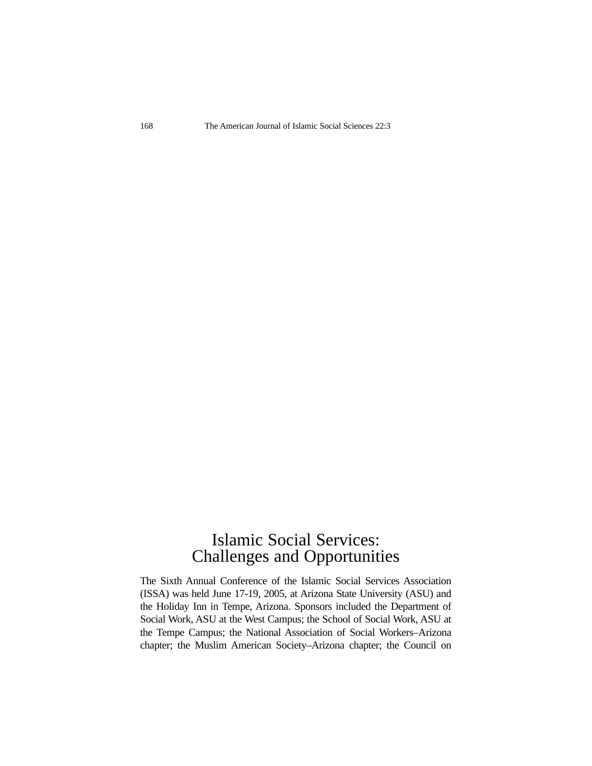# Islamic Social Services: Challenges and Opportunities

The Sixth Annual Conference of the Islamic Social Services Association (ISSA) was held June 17-19, 2005, at Arizona State University (ASU) and the Holiday Inn in Tempe, Arizona. Sponsors included the Department of Social Work, ASU at the West Campus; the School of Social Work, ASU at the Tempe Campus; the National Association of Social Workers–Arizona chapter; the Muslim American Society–Arizona chapter; the Council on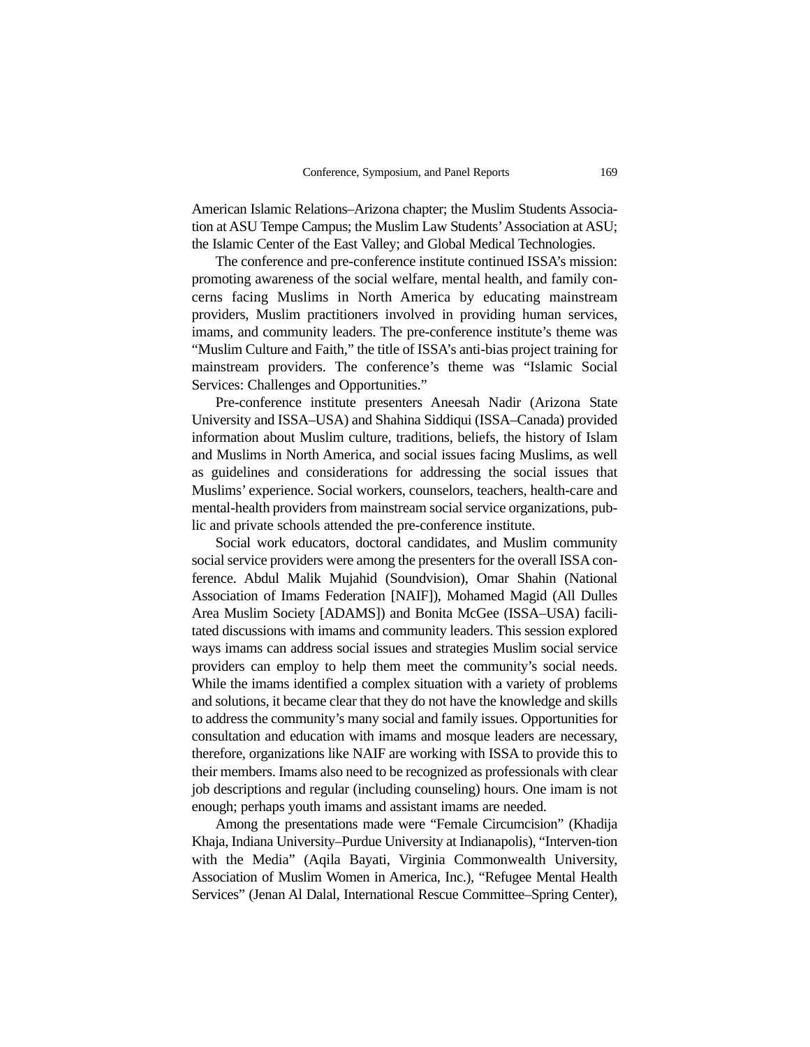American Islamic Relations–Arizona chapter; the Muslim Students Association at ASU Tempe Campus; the Muslim Law Students' Association at ASU; the Islamic Center of the East Valley; and Global Medical Technologies.

The conference and pre-conference institute continued ISSA's mission: promoting awareness of the social welfare, mental health, and family concerns facing Muslims in North America by educating mainstream providers, Muslim practitioners involved in providing human services, imams, and community leaders. The pre-conference institute's theme was "Muslim Culture and Faith," the title of ISSA's anti-bias project training for mainstream providers. The conference's theme was "Islamic Social Services: Challenges and Opportunities."

Pre-conference institute presenters Aneesah Nadir (Arizona State University and ISSA–USA) and Shahina Siddiqui (ISSA–Canada) provided information about Muslim culture, traditions, beliefs, the history of Islam and Muslims in North America, and social issues facing Muslims, as well as guidelines and considerations for addressing the social issues that Muslims' experience. Social workers, counselors, teachers, health-care and mental-health providers from mainstream social service organizations, public and private schools attended the pre-conference institute.

Social work educators, doctoral candidates, and Muslim community social service providers were among the presenters for the overall ISSA conference. Abdul Malik Mujahid (Soundvision), Omar Shahin (National Association of Imams Federation [NAIF]), Mohamed Magid (All Dulles Area Muslim Society [ADAMS]) and Bonita McGee (ISSA–USA) facilitated discussions with imams and community leaders. This session explored ways imams can address social issues and strategies Muslim social service providers can employ to help them meet the community's social needs. While the imams identified a complex situation with a variety of problems and solutions, it became clear that they do not have the knowledge and skills to address the community's many social and family issues. Opportunities for consultation and education with imams and mosque leaders are necessary, therefore, organizations like NAIF are working with ISSA to provide this to their members. Imams also need to be recognized as professionals with clear job descriptions and regular (including counseling) hours. One imam is not enough; perhaps youth imams and assistant imams are needed.

Among the presentations made were "Female Circumcision" (Khadija Khaja, Indiana University–Purdue University at Indianapolis), "Interven-tion with the Media" (Aqila Bayati, Virginia Commonwealth University, Association of Muslim Women in America, Inc.), "Refugee Mental Health Services" (Jenan Al Dalal, International Rescue Committee–Spring Center),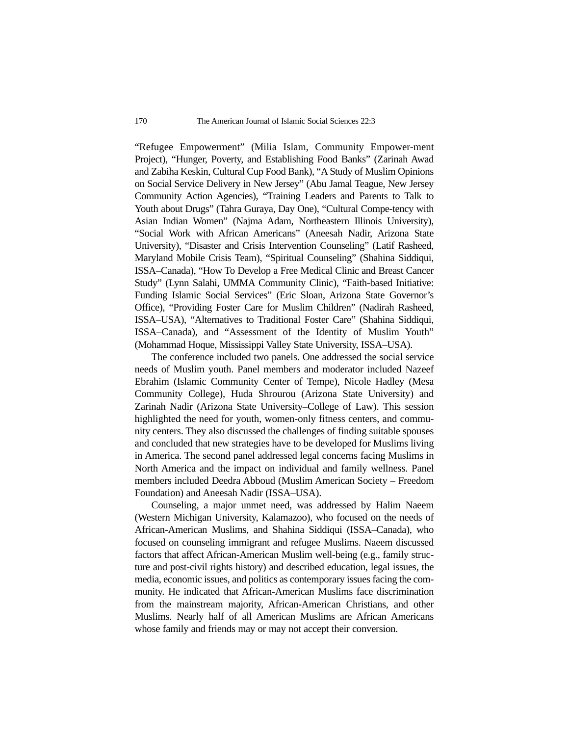“Refugee Empowerment” (Milia Islam, Community Empower-ment Project), “Hunger, Poverty, and Establishing Food Banks” (Zarinah Awad and Zabiha Keskin, Cultural Cup Food Bank), “A Study of Muslim Opinions on Social Service Delivery in New Jersey” (Abu Jamal Teague, New Jersey Community Action Agencies), “Training Leaders and Parents to Talk to Youth about Drugs” (Tahra Guraya, Day One), “Cultural Compe-tency with Asian Indian Women” (Najma Adam, Northeastern Illinois University), “Social Work with African Americans” (Aneesah Nadir, Arizona State University), “Disaster and Crisis Intervention Counseling” (Latif Rasheed, Maryland Mobile Crisis Team), “Spiritual Counseling” (Shahina Siddiqui, ISSA–Canada), “How To Develop a Free Medical Clinic and Breast Cancer Study” (Lynn Salahi, UMMA Community Clinic), “Faith-based Initiative: Funding Islamic Social Services” (Eric Sloan, Arizona State Governor’s Office), “Providing Foster Care for Muslim Children” (Nadirah Rasheed, ISSA–USA), “Alternatives to Traditional Foster Care” (Shahina Siddiqui, ISSA–Canada), and “Assessment of the Identity of Muslim Youth” (Mohammad Hoque, Mississippi Valley State University, ISSA–USA).

The conference included two panels. One addressed the social service needs of Muslim youth. Panel members and moderator included Nazeef Ebrahim (Islamic Community Center of Tempe), Nicole Hadley (Mesa Community College), Huda Shrourou (Arizona State University) and Zarinah Nadir (Arizona State University–College of Law). This session highlighted the need for youth, women-only fitness centers, and community centers. They also discussed the challenges of finding suitable spouses and concluded that new strategies have to be developed for Muslims living in America. The second panel addressed legal concerns facing Muslims in North America and the impact on individual and family wellness. Panel members included Deedra Abboud (Muslim American Society – Freedom Foundation) and Aneesah Nadir (ISSA–USA).

Counseling, a major unmet need, was addressed by Halim Naeem (Western Michigan University, Kalamazoo), who focused on the needs of African-American Muslims, and Shahina Siddiqui (ISSA–Canada), who focused on counseling immigrant and refugee Muslims. Naeem discussed factors that affect African-American Muslim well-being (e.g., family structure and post-civil rights history) and described education, legal issues, the media, economic issues, and politics as contemporary issues facing the community. He indicated that African-American Muslims face discrimination from the mainstream majority, African-American Christians, and other Muslims. Nearly half of all American Muslims are African Americans whose family and friends may or may not accept their conversion.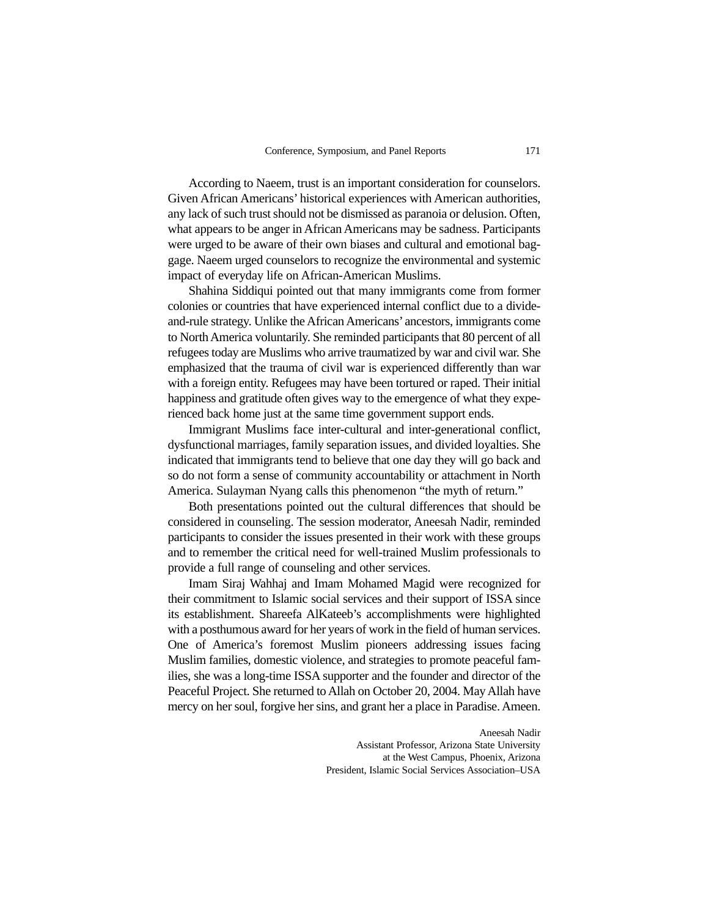According to Naeem, trust is an important consideration for counselors. Given African Americans' historical experiences with American authorities, any lack of such trust should not be dismissed as paranoia or delusion. Often, what appears to be anger in African Americans may be sadness. Participants were urged to be aware of their own biases and cultural and emotional baggage. Naeem urged counselors to recognize the environmental and systemic impact of everyday life on African-American Muslims.

Shahina Siddiqui pointed out that many immigrants come from former colonies or countries that have experienced internal conflict due to a divide-and-rule strategy. Unlike the African Americans' ancestors, immigrants come to North America voluntarily. She reminded participants that 80 percent of all refugees today are Muslims who arrive traumatized by war and civil war. She emphasized that the trauma of civil war is experienced differently than war with a foreign entity. Refugees may have been tortured or raped. Their initial happiness and gratitude often gives way to the emergence of what they experienced back home just at the same time government support ends.

Immigrant Muslims face inter-cultural and inter-generational conflict, dysfunctional marriages, family separation issues, and divided loyalties. She indicated that immigrants tend to believe that one day they will go back and so do not form a sense of community accountability or attachment in North America. Sulayman Nyang calls this phenomenon "the myth of return."

Both presentations pointed out the cultural differences that should be considered in counseling. The session moderator, Aneesah Nadir, reminded participants to consider the issues presented in their work with these groups and to remember the critical need for well-trained Muslim professionals to provide a full range of counseling and other services.

Imam Siraj Wahhaj and Imam Mohamed Magid were recognized for their commitment to Islamic social services and their support of ISSA since its establishment. Shareefa AlKateeb's accomplishments were highlighted with a posthumous award for her years of work in the field of human services. One of America's foremost Muslim pioneers addressing issues facing Muslim families, domestic violence, and strategies to promote peaceful families, she was a long-time ISSA supporter and the founder and director of the Peaceful Project. She returned to Allah on October 20, 2004. May Allah have mercy on her soul, forgive her sins, and grant her a place in Paradise. Ameen.

Aneesah Nadir
Assistant Professor, Arizona State University
at the West Campus, Phoenix, Arizona
President, Islamic Social Services Association–USA